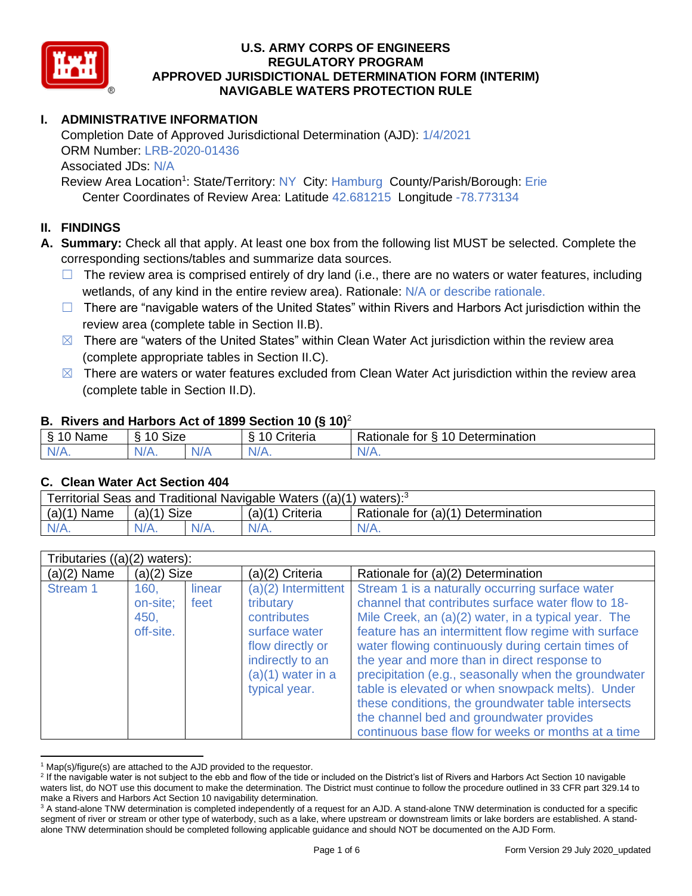# U.S. ARMY CORPS OF ENGINEERS
# REGULATORY PROGRAM
# APPROVED JURISDICTIONAL DETERMINATION FORM (INTERIM)
# NAVIGABLE WATERS PROTECTION RULE

## I. ADMINISTRATIVE INFORMATION

Completion Date of Approved Jurisdictional Determination (AJD): 1/4/2021
ORM Number: LRB-2020-01436
Associated JDs: N/A
Review Area Location[1]: State/Territory: NY City: Hamburg County/Parish/Borough: Erie
Center Coordinates of Review Area: Latitude 42.681215 Longitude -78.773134

## II. FINDINGS

**A. Summary:** Check all that apply. At least one box from the following list MUST be selected. Complete the corresponding sections/tables and summarize data sources.

- ☐ The review area is comprised entirely of dry land (i.e., there are no waters or water features, including wetlands, of any kind in the entire review area). Rationale: N/A or describe rationale.
- ☐ There are "navigable waters of the United States" within Rivers and Harbors Act jurisdiction within the review area (complete table in Section II.B).
- ☒ There are "waters of the United States" within Clean Water Act jurisdiction within the review area (complete appropriate tables in Section II.C).
- ☒ There are waters or water features excluded from Clean Water Act jurisdiction within the review area (complete table in Section II.D).

### B. Rivers and Harbors Act of 1899 Section 10 (§ 10)[2]

| § 10 Name | § 10 Size | | § 10 Criteria | Rationale for § 10 Determination |
|---|---|---|---|---|
| N/A. | N/A. | N/A | N/A. | N/A. |

### C. Clean Water Act Section 404

| Territorial Seas and Traditional Navigable Waters ((a)(1) waters):[3] | | | | |
|---|---|---|---|---|
| (a)(1) Name | (a)(1) Size | | (a)(1) Criteria | Rationale for (a)(1) Determination |
| N/A. | N/A. | N/A. | N/A. | N/A. |

| Tributaries ((a)(2) waters): | | | | |
|---|---|---|---|---|
| (a)(2) Name | (a)(2) Size | | (a)(2) Criteria | Rationale for (a)(2) Determination |
| Stream 1 | 160, on-site; 450, off-site. | linear feet | (a)(2) Intermittent tributary contributes surface water flow directly or indirectly to an (a)(1) water in a typical year. | Stream 1 is a naturally occurring surface water channel that contributes surface water flow to 18-Mile Creek, an (a)(2) water, in a typical year. The feature has an intermittent flow regime with surface water flowing continuously during certain times of the year and more than in direct response to precipitation (e.g., seasonally when the groundwater table is elevated or when snowpack melts). Under these conditions, the groundwater table intersects the channel bed and groundwater provides continuous base flow for weeks or months at a time |

---

[1] Map(s)/figure(s) are attached to the AJD provided to the requestor.

[2] If the navigable water is not subject to the ebb and flow of the tide or included on the District's list of Rivers and Harbors Act Section 10 navigable waters list, do NOT use this document to make the determination. The District must continue to follow the procedure outlined in 33 CFR part 329.14 to make a Rivers and Harbors Act Section 10 navigability determination.

[3] A stand-alone TNW determination is completed independently of a request for an AJD. A stand-alone TNW determination is conducted for a specific segment of river or stream or other type of waterbody, such as a lake, where upstream or downstream limits or lake borders are established. A stand-alone TNW determination should be completed following applicable guidance and should NOT be documented on the AJD Form.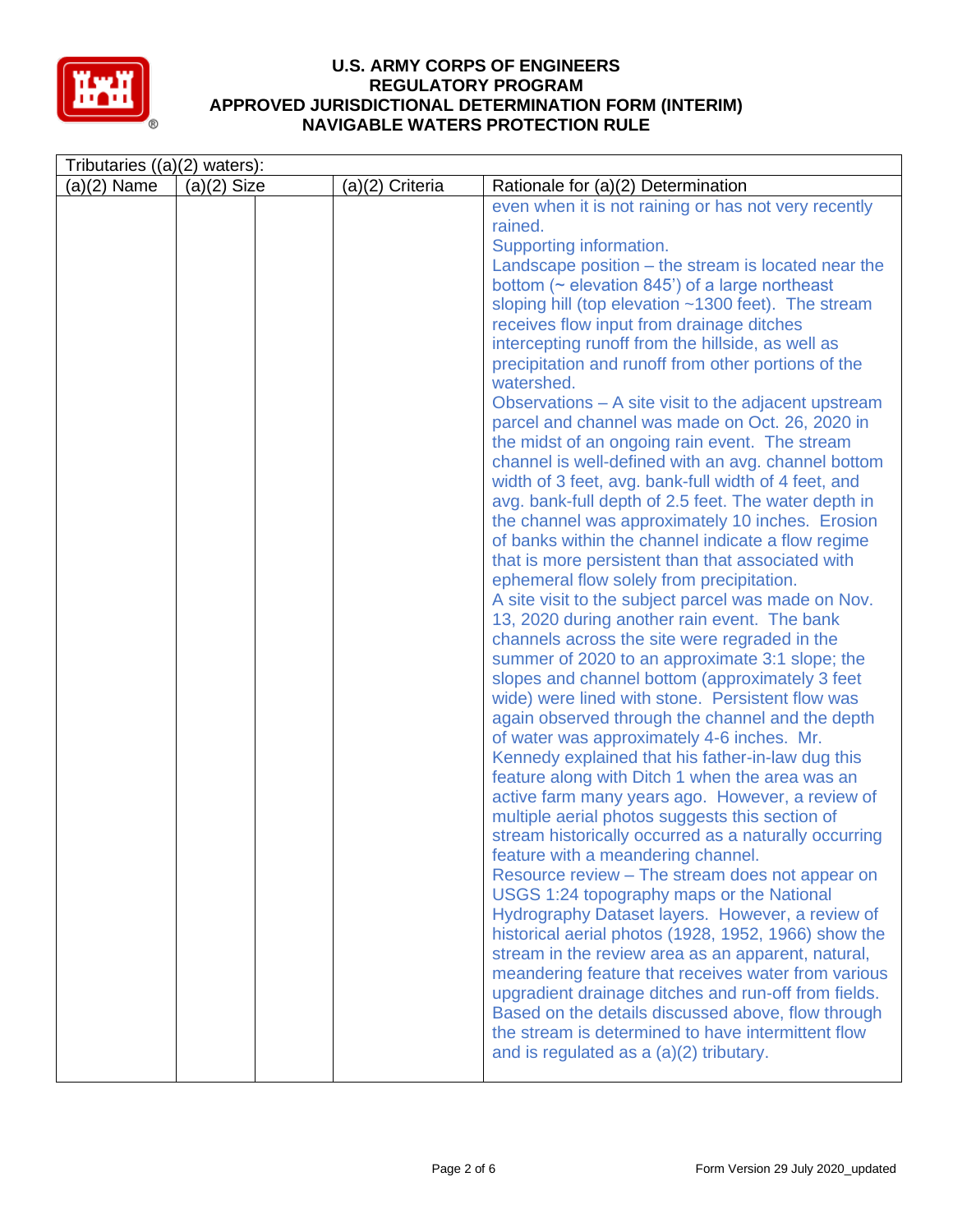# U.S. ARMY CORPS OF ENGINEERS
## REGULATORY PROGRAM
## APPROVED JURISDICTIONAL DETERMINATION FORM (INTERIM)
## NAVIGABLE WATERS PROTECTION RULE

| Tributaries ((a)(2) waters): | | | | |
|---|---|---|---|---|
| (a)(2) Name | (a)(2) Size | | (a)(2) Criteria | Rationale for (a)(2) Determination |
| | | | | even when it is not raining or has not very recently rained.<br>Supporting information.<br>Landscape position – the stream is located near the bottom (~ elevation 845') of a large northeast sloping hill (top elevation ~1300 feet). The stream receives flow input from drainage ditches intercepting runoff from the hillside, as well as precipitation and runoff from other portions of the watershed.<br>Observations – A site visit to the adjacent upstream parcel and channel was made on Oct. 26, 2020 in the midst of an ongoing rain event. The stream channel is well-defined with an avg. channel bottom width of 3 feet, avg. bank-full width of 4 feet, and avg. bank-full depth of 2.5 feet. The water depth in the channel was approximately 10 inches. Erosion of banks within the channel indicate a flow regime that is more persistent than that associated with ephemeral flow solely from precipitation.<br>A site visit to the subject parcel was made on Nov. 13, 2020 during another rain event. The bank channels across the site were regraded in the summer of 2020 to an approximate 3:1 slope; the slopes and channel bottom (approximately 3 feet wide) were lined with stone. Persistent flow was again observed through the channel and the depth of water was approximately 4-6 inches. Mr. Kennedy explained that his father-in-law dug this feature along with Ditch 1 when the area was an active farm many years ago. However, a review of multiple aerial photos suggests this section of stream historically occurred as a naturally occurring feature with a meandering channel.<br>Resource review – The stream does not appear on USGS 1:24 topography maps or the National Hydrography Dataset layers. However, a review of historical aerial photos (1928, 1952, 1966) show the stream in the review area as an apparent, natural, meandering feature that receives water from various upgradient drainage ditches and run-off from fields.<br>Based on the details discussed above, flow through the stream is determined to have intermittent flow and is regulated as a (a)(2) tributary. |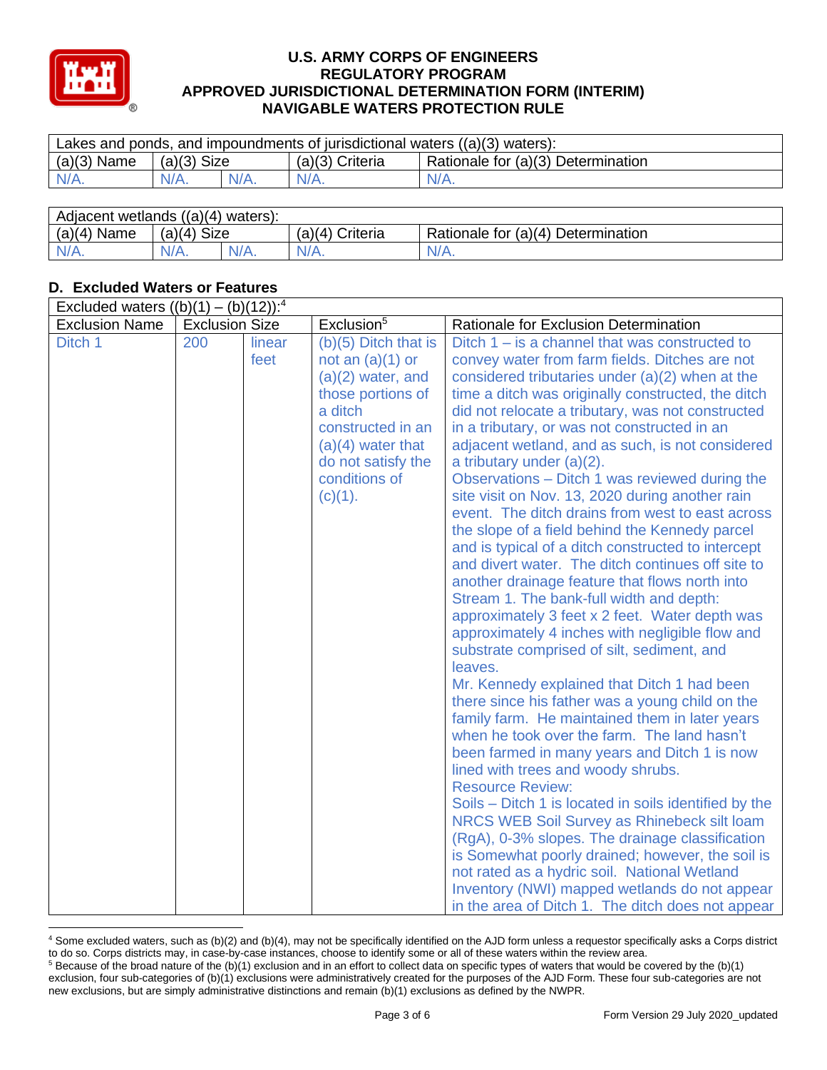| Lakes and ponds, and impoundments of jurisdictional waters ((a)(3) waters): | | | | |
|---|---|---|---|---|
| (a)(3) Name | (a)(3) Size | | (a)(3) Criteria | Rationale for (a)(3) Determination |
| N/A. | N/A. | N/A. | N/A. | N/A. |

| Adjacent wetlands ((a)(4) waters): | | | | |
|---|---|---|---|---|
| (a)(4) Name | (a)(4) Size | | (a)(4) Criteria | Rationale for (a)(4) Determination |
| N/A. | N/A. | N/A. | N/A. | N/A. |

## D. Excluded Waters or Features

| Excluded waters ((b)(1) – (b)(12)):[4] | | | | |
|---|---|---|---|---|
| Exclusion Name | Exclusion Size | | Exclusion[5] | Rationale for Exclusion Determination |
| Ditch 1 | 200 | linear feet | (b)(5) Ditch that is not an (a)(1) or (a)(2) water, and those portions of a ditch constructed in an (a)(4) water that do not satisfy the conditions of (c)(1). | Ditch 1 – is a channel that was constructed to convey water from farm fields. Ditches are not considered tributaries under (a)(2) when at the time a ditch was originally constructed, the ditch did not relocate a tributary, was not constructed in a tributary, or was not constructed in an adjacent wetland, and as such, is not considered a tributary under (a)(2).<br>Observations – Ditch 1 was reviewed during the site visit on Nov. 13, 2020 during another rain event. The ditch drains from west to east across the slope of a field behind the Kennedy parcel and is typical of a ditch constructed to intercept and divert water. The ditch continues off site to another drainage feature that flows north into Stream 1. The bank-full width and depth: approximately 3 feet x 2 feet. Water depth was approximately 4 inches with negligible flow and substrate comprised of silt, sediment, and leaves.<br>Mr. Kennedy explained that Ditch 1 had been there since his father was a young child on the family farm. He maintained them in later years when he took over the farm. The land hasn't been farmed in many years and Ditch 1 is now lined with trees and woody shrubs.<br>Resource Review:<br>Soils – Ditch 1 is located in soils identified by the NRCS WEB Soil Survey as Rhinebeck silt loam (RgA), 0-3% slopes. The drainage classification is Somewhat poorly drained; however, the soil is not rated as a hydric soil. National Wetland Inventory (NWI) mapped wetlands do not appear in the area of Ditch 1. The ditch does not appear |

[4] Some excluded waters, such as (b)(2) and (b)(4), may not be specifically identified on the AJD form unless a requestor specifically asks a Corps district to do so. Corps districts may, in case-by-case instances, choose to identify some or all of these waters within the review area.

[5] Because of the broad nature of the (b)(1) exclusion and in an effort to collect data on specific types of waters that would be covered by the (b)(1) exclusion, four sub-categories of (b)(1) exclusions were administratively created for the purposes of the AJD Form. These four sub-categories are not new exclusions, but are simply administrative distinctions and remain (b)(1) exclusions as defined by the NWPR.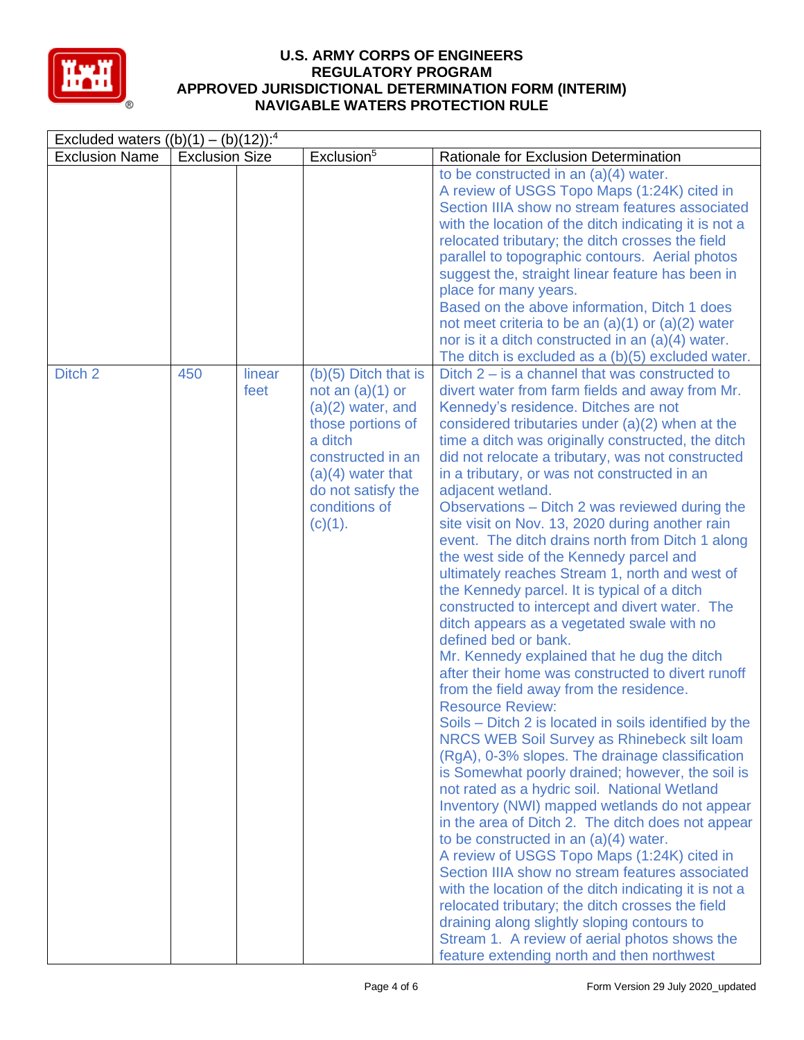Excluded waters ((b)(1) – (b)(12)):[4]

| Exclusion Name | Exclusion Size | | Exclusion[5] | Rationale for Exclusion Determination |
|---|---|---|---|---|
| | | | | to be constructed in an (a)(4) water.<br>A review of USGS Topo Maps (1:24K) cited in Section IIIA show no stream features associated with the location of the ditch indicating it is not a relocated tributary; the ditch crosses the field parallel to topographic contours. Aerial photos suggest the, straight linear feature has been in place for many years.<br>Based on the above information, Ditch 1 does not meet criteria to be an (a)(1) or (a)(2) water nor is it a ditch constructed in an (a)(4) water. The ditch is excluded as a (b)(5) excluded water. |
| Ditch 2 | 450 | linear feet | (b)(5) Ditch that is not an (a)(1) or (a)(2) water, and those portions of a ditch constructed in an (a)(4) water that do not satisfy the conditions of (c)(1). | Ditch 2 – is a channel that was constructed to divert water from farm fields and away from Mr. Kennedy's residence. Ditches are not considered tributaries under (a)(2) when at the time a ditch was originally constructed, the ditch did not relocate a tributary, was not constructed in a tributary, or was not constructed in an adjacent wetland.<br>Observations – Ditch 2 was reviewed during the site visit on Nov. 13, 2020 during another rain event. The ditch drains north from Ditch 1 along the west side of the Kennedy parcel and ultimately reaches Stream 1, north and west of the Kennedy parcel. It is typical of a ditch constructed to intercept and divert water. The ditch appears as a vegetated swale with no defined bed or bank.<br>Mr. Kennedy explained that he dug the ditch after their home was constructed to divert runoff from the field away from the residence.<br>Resource Review:<br>Soils – Ditch 2 is located in soils identified by the NRCS WEB Soil Survey as Rhinebeck silt loam (RgA), 0-3% slopes. The drainage classification is Somewhat poorly drained; however, the soil is not rated as a hydric soil. National Wetland Inventory (NWI) mapped wetlands do not appear in the area of Ditch 2. The ditch does not appear to be constructed in an (a)(4) water.<br>A review of USGS Topo Maps (1:24K) cited in Section IIIA show no stream features associated with the location of the ditch indicating it is not a relocated tributary; the ditch crosses the field draining along slightly sloping contours to Stream 1. A review of aerial photos shows the feature extending north and then northwest |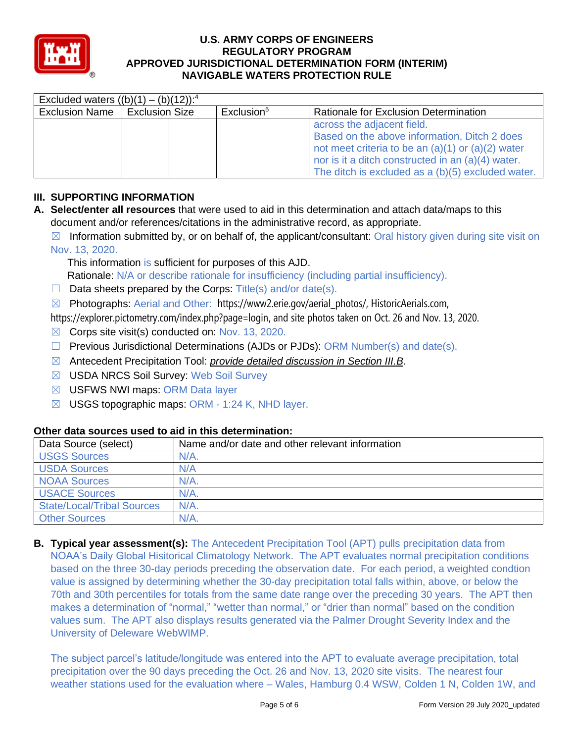| Excluded waters ((b)(1) – (b)(12)):[4] | | | | |
|---|---|---|---|---|
| Exclusion Name | Exclusion Size | | Exclusion[5] | Rationale for Exclusion Determination |
| | | | | across the adjacent field. Based on the above information, Ditch 2 does not meet criteria to be an (a)(1) or (a)(2) water nor is it a ditch constructed in an (a)(4) water. The ditch is excluded as a (b)(5) excluded water. |

## III. SUPPORTING INFORMATION

**A. Select/enter all resources** that were used to aid in this determination and attach data/maps to this document and/or references/citations in the administrative record, as appropriate.

☒ Information submitted by, or on behalf of, the applicant/consultant: Oral history given during site visit on Nov. 13, 2020.

This information is sufficient for purposes of this AJD.

Rationale: N/A or describe rationale for insufficiency (including partial insufficiency).

☐ Data sheets prepared by the Corps: Title(s) and/or date(s).

☒ Photographs: Aerial and Other: https://www2.erie.gov/aerial_photos/, HistoricAerials.com, https://explorer.pictometry.com/index.php?page=login, and site photos taken on Oct. 26 and Nov. 13, 2020.

☒ Corps site visit(s) conducted on: Nov. 13, 2020.

☐ Previous Jurisdictional Determinations (AJDs or PJDs): ORM Number(s) and date(s).

☒ Antecedent Precipitation Tool: *provide detailed discussion in Section III.B*.

☒ USDA NRCS Soil Survey: Web Soil Survey

☒ USFWS NWI maps: ORM Data layer

☒ USGS topographic maps: ORM - 1:24 K, NHD layer.

### Other data sources used to aid in this determination:

| Data Source (select) | Name and/or date and other relevant information |
|---|---|
| USGS Sources | N/A. |
| USDA Sources | N/A |
| NOAA Sources | N/A. |
| USACE Sources | N/A. |
| State/Local/Tribal Sources | N/A. |
| Other Sources | N/A. |

**B. Typical year assessment(s):** The Antecedent Precipitation Tool (APT) pulls precipitation data from NOAA's Daily Global Hisitorical Climatology Network. The APT evaluates normal precipitation conditions based on the three 30-day periods preceding the observation date. For each period, a weighted condtion value is assigned by determining whether the 30-day precipitation total falls within, above, or below the 70th and 30th percentiles for totals from the same date range over the preceding 30 years. The APT then makes a determination of "normal," "wetter than normal," or "drier than normal" based on the condition values sum. The APT also displays results generated via the Palmer Drought Severity Index and the University of Deleware WebWIMP.

The subject parcel's latitude/longitude was entered into the APT to evaluate average precipitation, total precipitation over the 90 days preceding the Oct. 26 and Nov. 13, 2020 site visits. The nearest four weather stations used for the evaluation where – Wales, Hamburg 0.4 WSW, Colden 1 N, Colden 1W, and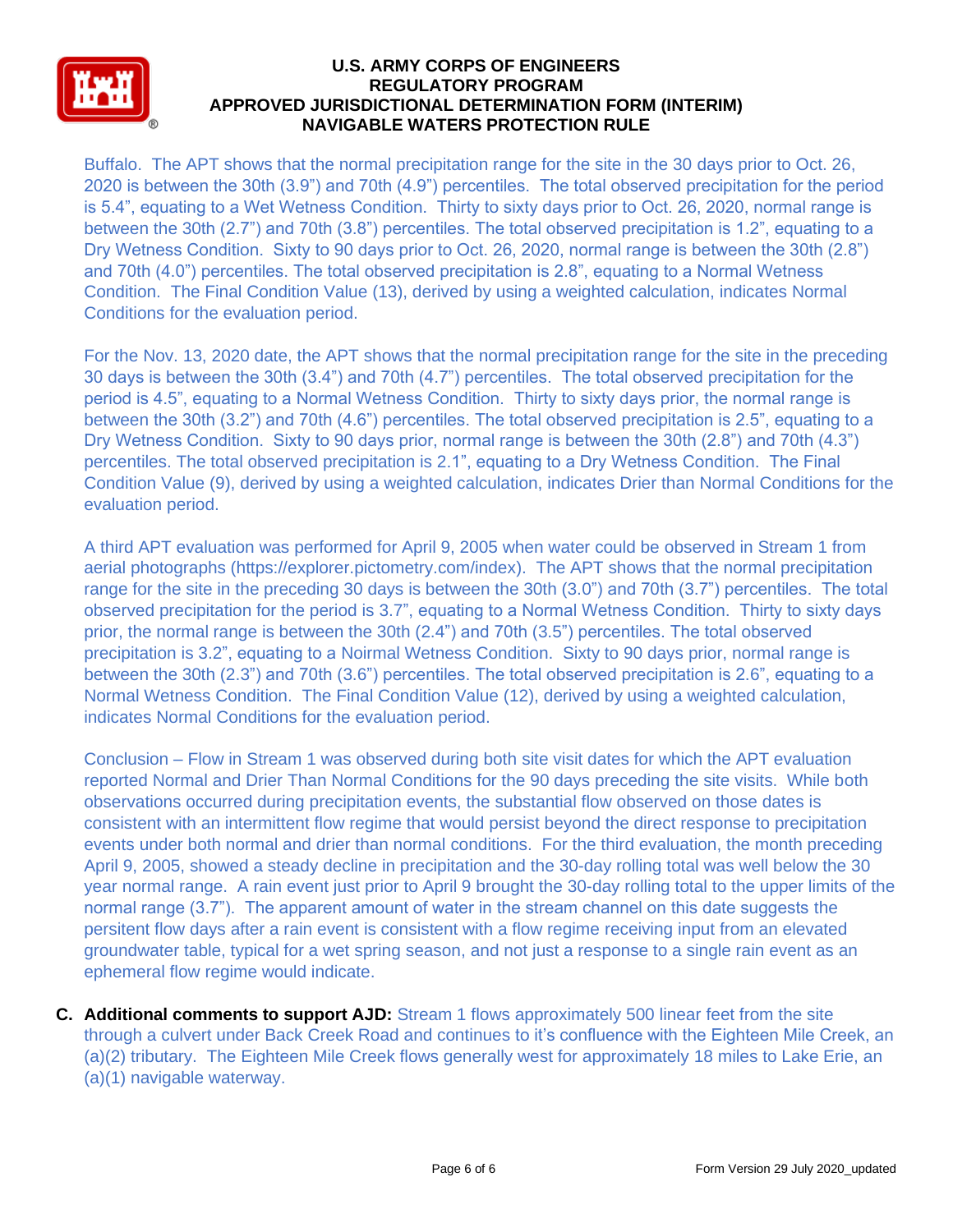Buffalo. The APT shows that the normal precipitation range for the site in the 30 days prior to Oct. 26, 2020 is between the 30th (3.9") and 70th (4.9") percentiles. The total observed precipitation for the period is 5.4", equating to a Wet Wetness Condition. Thirty to sixty days prior to Oct. 26, 2020, normal range is between the 30th (2.7") and 70th (3.8") percentiles. The total observed precipitation is 1.2", equating to a Dry Wetness Condition. Sixty to 90 days prior to Oct. 26, 2020, normal range is between the 30th (2.8") and 70th (4.0") percentiles. The total observed precipitation is 2.8", equating to a Normal Wetness Condition. The Final Condition Value (13), derived by using a weighted calculation, indicates Normal Conditions for the evaluation period.

For the Nov. 13, 2020 date, the APT shows that the normal precipitation range for the site in the preceding 30 days is between the 30th (3.4") and 70th (4.7") percentiles. The total observed precipitation for the period is 4.5", equating to a Normal Wetness Condition. Thirty to sixty days prior, the normal range is between the 30th (3.2") and 70th (4.6") percentiles. The total observed precipitation is 2.5", equating to a Dry Wetness Condition. Sixty to 90 days prior, normal range is between the 30th (2.8") and 70th (4.3") percentiles. The total observed precipitation is 2.1", equating to a Dry Wetness Condition. The Final Condition Value (9), derived by using a weighted calculation, indicates Drier than Normal Conditions for the evaluation period.

A third APT evaluation was performed for April 9, 2005 when water could be observed in Stream 1 from aerial photographs (https://explorer.pictometry.com/index). The APT shows that the normal precipitation range for the site in the preceding 30 days is between the 30th (3.0") and 70th (3.7") percentiles. The total observed precipitation for the period is 3.7", equating to a Normal Wetness Condition. Thirty to sixty days prior, the normal range is between the 30th (2.4") and 70th (3.5") percentiles. The total observed precipitation is 3.2", equating to a Noirmal Wetness Condition. Sixty to 90 days prior, normal range is between the 30th (2.3") and 70th (3.6") percentiles. The total observed precipitation is 2.6", equating to a Normal Wetness Condition. The Final Condition Value (12), derived by using a weighted calculation, indicates Normal Conditions for the evaluation period.

Conclusion – Flow in Stream 1 was observed during both site visit dates for which the APT evaluation reported Normal and Drier Than Normal Conditions for the 90 days preceding the site visits. While both observations occurred during precipitation events, the substantial flow observed on those dates is consistent with an intermittent flow regime that would persist beyond the direct response to precipitation events under both normal and drier than normal conditions. For the third evaluation, the month preceding April 9, 2005, showed a steady decline in precipitation and the 30-day rolling total was well below the 30 year normal range. A rain event just prior to April 9 brought the 30-day rolling total to the upper limits of the normal range (3.7"). The apparent amount of water in the stream channel on this date suggests the persitent flow days after a rain event is consistent with a flow regime receiving input from an elevated groundwater table, typical for a wet spring season, and not just a response to a single rain event as an ephemeral flow regime would indicate.

**C. Additional comments to support AJD:** Stream 1 flows approximately 500 linear feet from the site through a culvert under Back Creek Road and continues to it's confluence with the Eighteen Mile Creek, an (a)(2) tributary. The Eighteen Mile Creek flows generally west for approximately 18 miles to Lake Erie, an (a)(1) navigable waterway.